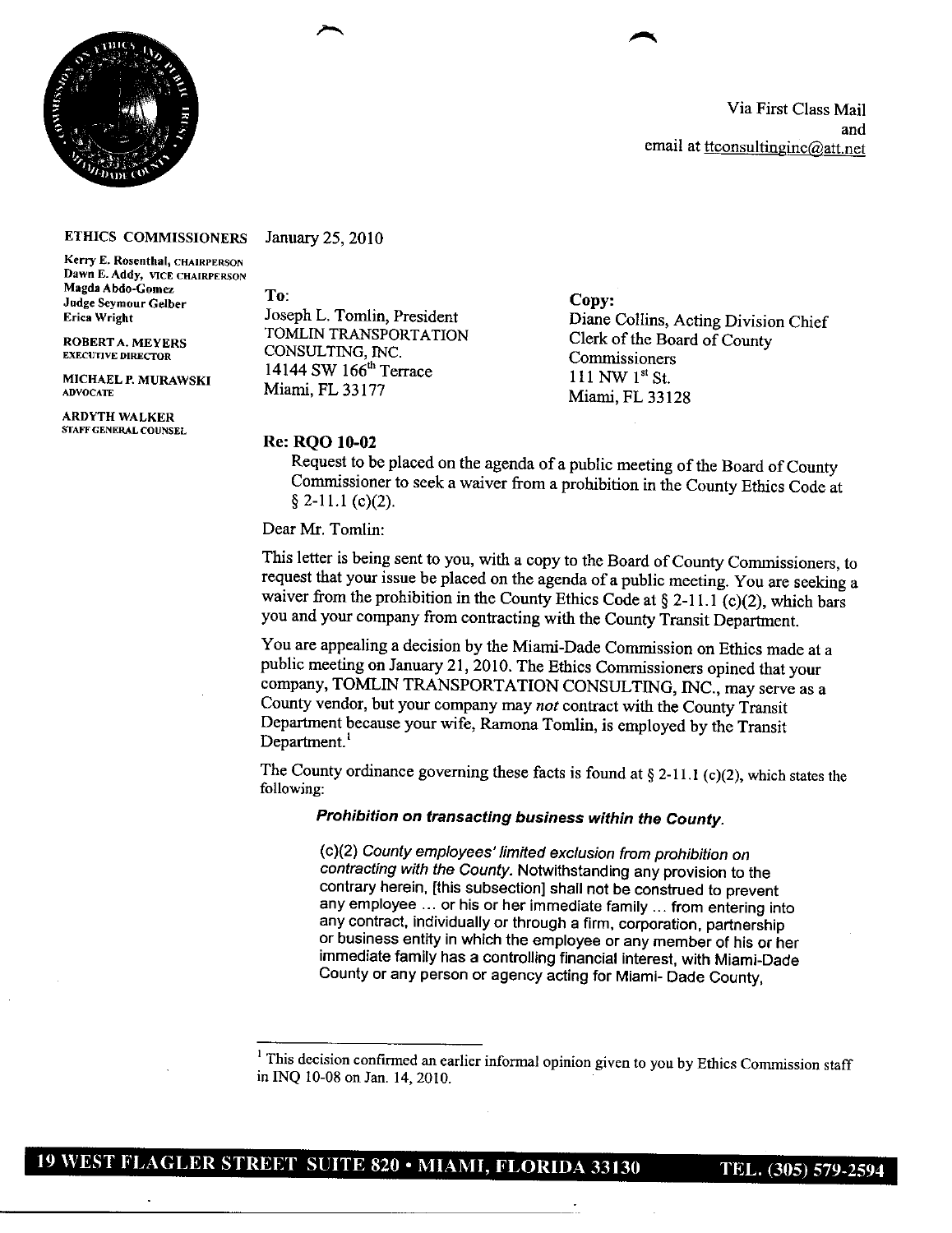Via First Class Mail
and
email at ttconsultinginc@att.net

**ETHICS COMMISSIONERS**

Kerry E. Rosenthal, CHAIRPERSON
Dawn E. Addy, VICE CHAIRPERSON
Magda Abdo-Gomez
Judge Seymour Gelber
Erica Wright

ROBERT A. MEYERS
EXECUTIVE DIRECTOR

MICHAEL P. MURAWSKI
ADVOCATE

ARDYTH WALKER
STAFF GENERAL COUNSEL

January 25, 2010

**To:**
Joseph L. Tomlin, President
TOMLIN TRANSPORTATION CONSULTING, INC.
14144 SW 166th Terrace
Miami, FL 33177

**Copy:**
Diane Collins, Acting Division Chief
Clerk of the Board of County Commissioners
111 NW 1st St.
Miami, FL 33128

**Re: RQO 10-02**
Request to be placed on the agenda of a public meeting of the Board of County Commissioner to seek a waiver from a prohibition in the County Ethics Code at § 2-11.1 (c)(2).

Dear Mr. Tomlin:

This letter is being sent to you, with a copy to the Board of County Commissioners, to request that your issue be placed on the agenda of a public meeting. You are seeking a waiver from the prohibition in the County Ethics Code at § 2-11.1 (c)(2), which bars you and your company from contracting with the County Transit Department.

You are appealing a decision by the Miami-Dade Commission on Ethics made at a public meeting on January 21, 2010. The Ethics Commissioners opined that your company, TOMLIN TRANSPORTATION CONSULTING, INC., may serve as a County vendor, but your company may *not* contract with the County Transit Department because your wife, Ramona Tomlin, is employed by the Transit Department.[1]

The County ordinance governing these facts is found at § 2-11.1 (c)(2), which states the following:

> ***Prohibition on transacting business within the County.***
>
> (c)(2) *County employees' limited exclusion from prohibition on contracting with the County.* Notwithstanding any provision to the contrary herein, [this subsection] shall not be construed to prevent any employee ... or his or her immediate family ... from entering into any contract, individually or through a firm, corporation, partnership or business entity in which the employee or any member of his or her immediate family has a controlling financial interest, with Miami-Dade County or any person or agency acting for Miami- Dade County,

[1] This decision confirmed an earlier informal opinion given to you by Ethics Commission staff in INQ 10-08 on Jan. 14, 2010.

19 WEST FLAGLER STREET SUITE 820 • MIAMI, FLORIDA 33130 TEL. (305) 579-2594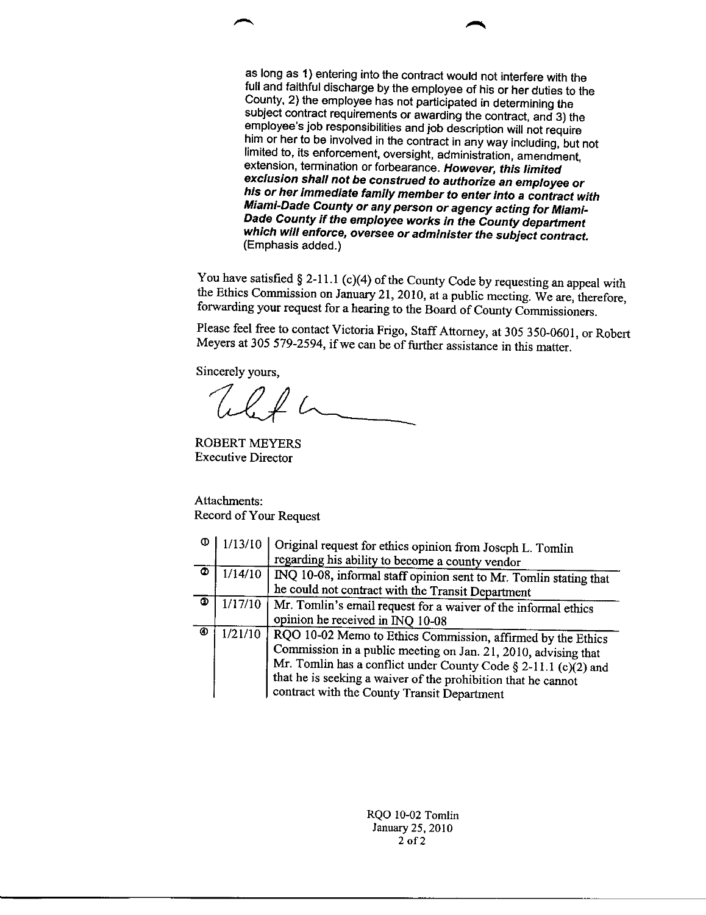> as long as 1) entering into the contract would not interfere with the full and faithful discharge by the employee of his or her duties to the County, 2) the employee has not participated in determining the subject contract requirements or awarding the contract, and 3) the employee's job responsibilities and job description will not require him or her to be involved in the contract in any way including, but not limited to, its enforcement, oversight, administration, amendment, extension, termination or forbearance. ***However, this limited exclusion shall not be construed to authorize an employee or his or her immediate family member to enter into a contract with Miami-Dade County or any person or agency acting for Miami-Dade County if the employee works in the County department which will enforce, oversee or administer the subject contract.*** (Emphasis added.)

You have satisfied § 2-11.1 (c)(4) of the County Code by requesting an appeal with the Ethics Commission on January 21, 2010, at a public meeting. We are, therefore, forwarding your request for a hearing to the Board of County Commissioners.

Please feel free to contact Victoria Frigo, Staff Attorney, at 305 350-0601, or Robert Meyers at 305 579-2594, if we can be of further assistance in this matter.

Sincerely yours,

ROBERT MEYERS
Executive Director

Attachments:
Record of Your Request

| | | |
|---|---|---|
| ① | 1/13/10 | Original request for ethics opinion from Joseph L. Tomlin regarding his ability to become a county vendor |
| ② | 1/14/10 | INQ 10-08, informal staff opinion sent to Mr. Tomlin stating that he could not contract with the Transit Department |
| ③ | 1/17/10 | Mr. Tomlin's email request for a waiver of the informal ethics opinion he received in INQ 10-08 |
| ④ | 1/21/10 | RQO 10-02 Memo to Ethics Commission, affirmed by the Ethics Commission in a public meeting on Jan. 21, 2010, advising that Mr. Tomlin has a conflict under County Code § 2-11.1 (c)(2) and that he is seeking a waiver of the prohibition that he cannot contract with the County Transit Department |

RQO 10-02 Tomlin
January 25, 2010